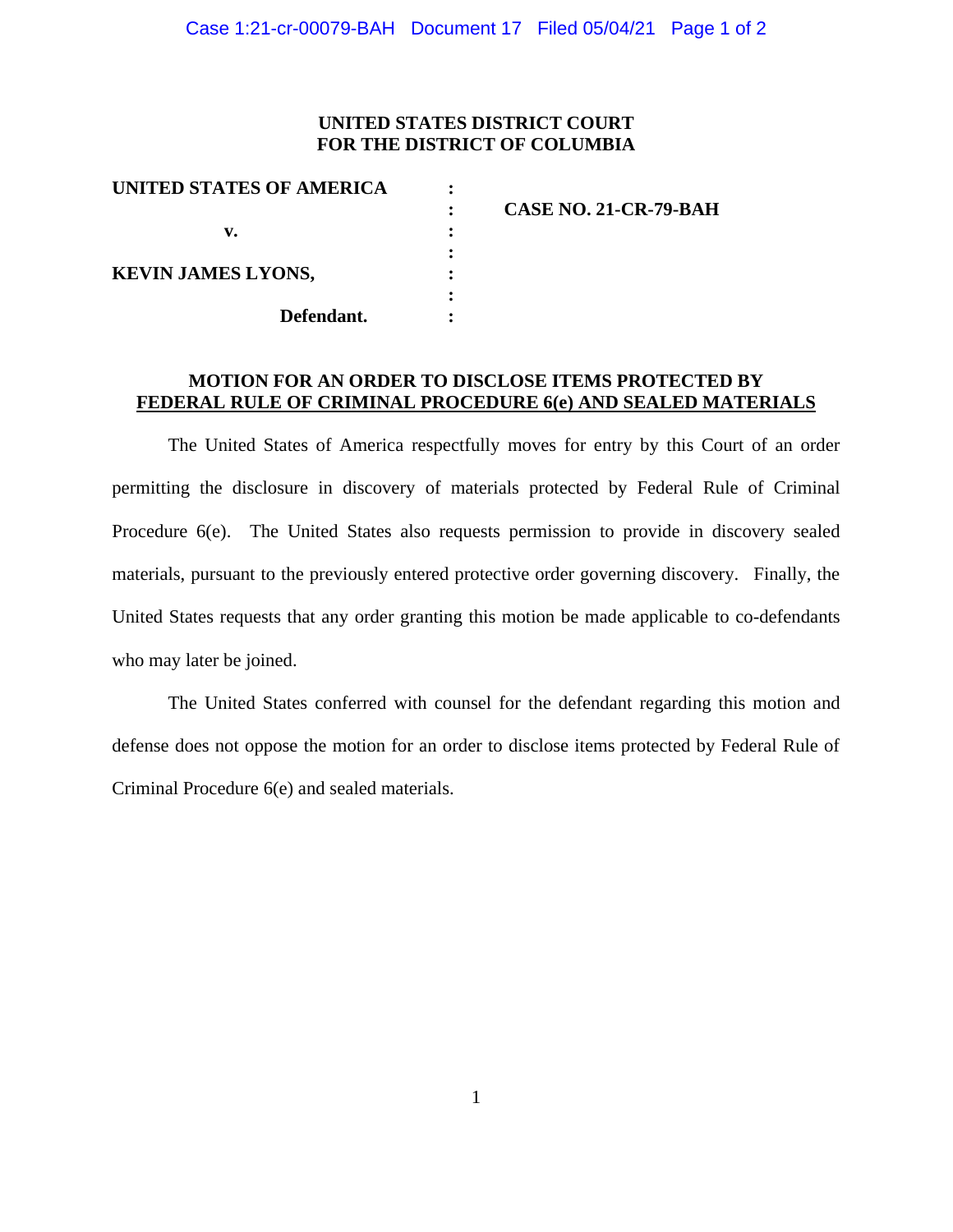**UNITED STATES DISTRICT COURT**
**FOR THE DISTRICT OF COLUMBIA**

| | | |
|---|---|---|
| **UNITED STATES OF AMERICA** | : | |
| | : | **CASE NO. 21-CR-79-BAH** |
| **v.** | : | |
| | : | |
| **KEVIN JAMES LYONS,** | : | |
| | : | |
| **Defendant.** | : | |

**MOTION FOR AN ORDER TO DISCLOSE ITEMS PROTECTED BY FEDERAL RULE OF CRIMINAL PROCEDURE 6(e) AND SEALED MATERIALS**

The United States of America respectfully moves for entry by this Court of an order permitting the disclosure in discovery of materials protected by Federal Rule of Criminal Procedure 6(e). The United States also requests permission to provide in discovery sealed materials, pursuant to the previously entered protective order governing discovery. Finally, the United States requests that any order granting this motion be made applicable to co-defendants who may later be joined.

The United States conferred with counsel for the defendant regarding this motion and defense does not oppose the motion for an order to disclose items protected by Federal Rule of Criminal Procedure 6(e) and sealed materials.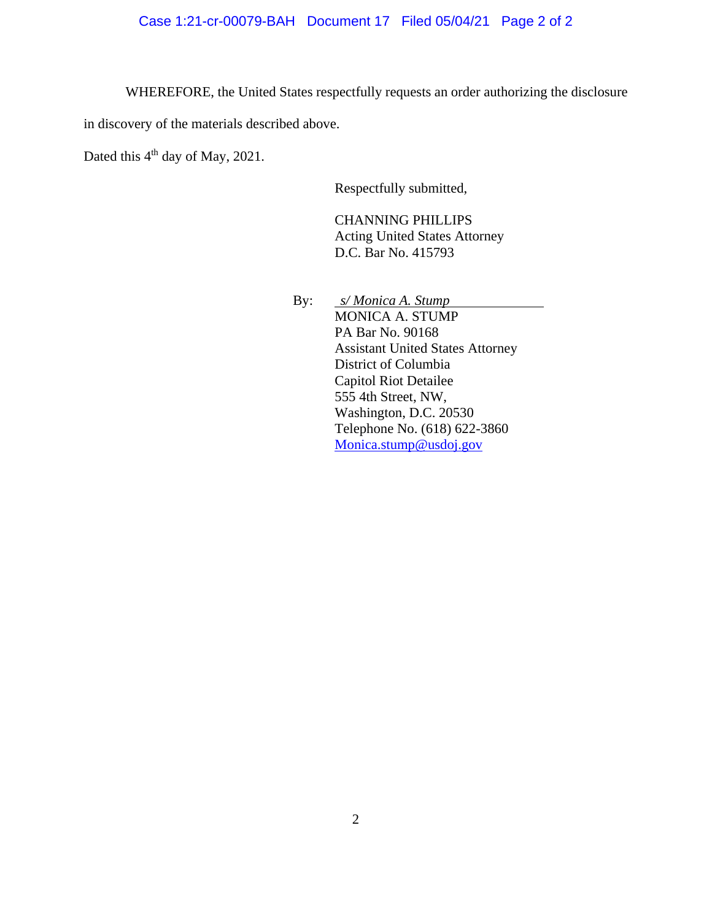WHEREFORE, the United States respectfully requests an order authorizing the disclosure in discovery of the materials described above.

Dated this 4th day of May, 2021.

Respectfully submitted,

CHANNING PHILLIPS  
Acting United States Attorney  
D.C. Bar No. 415793

By: *s/ Monica A. Stump*  
MONICA A. STUMP  
PA Bar No. 90168  
Assistant United States Attorney  
District of Columbia  
Capitol Riot Detailee  
555 4th Street, NW,  
Washington, D.C. 20530  
Telephone No. (618) 622-3860  
Monica.stump@usdoj.gov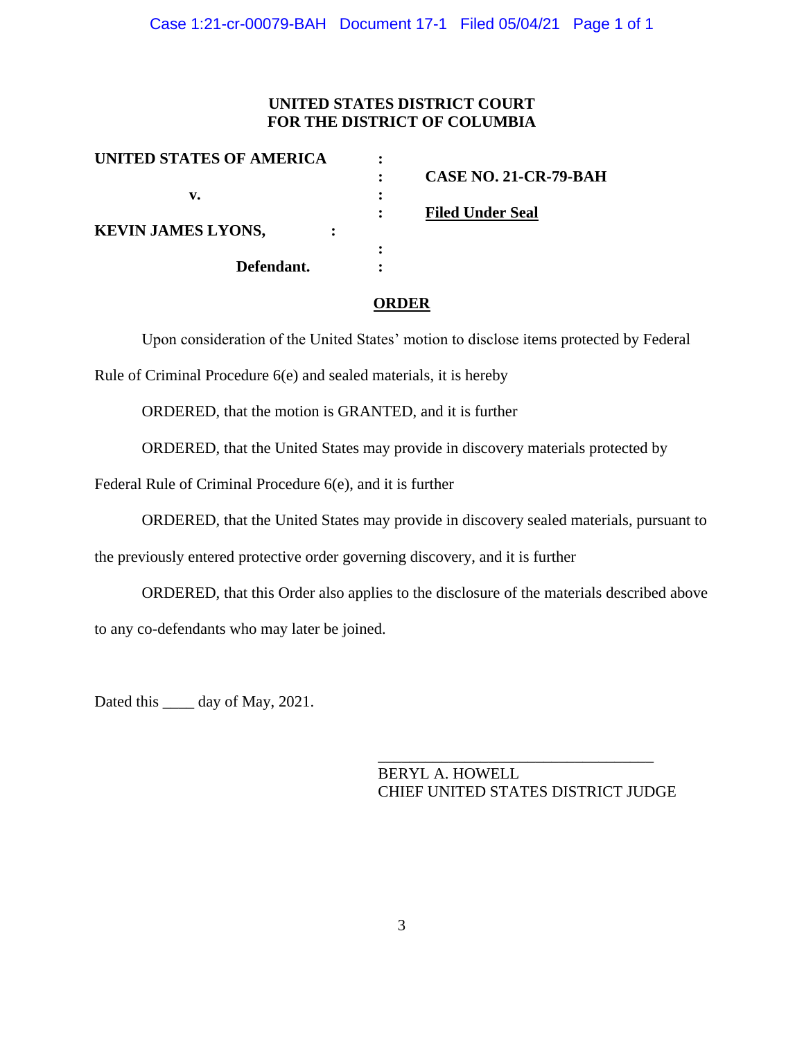**UNITED STATES DISTRICT COURT**
**FOR THE DISTRICT OF COLUMBIA**

| | | |
|---|---|---|
| **UNITED STATES OF AMERICA** | : | |
| | : | **CASE NO. 21-CR-79-BAH** |
| **v.** | : | |
| | : | **Filed Under Seal** |
| **KEVIN JAMES LYONS,** | : | |
| | : | |
| **Defendant.** | : | |

**ORDER**

Upon consideration of the United States' motion to disclose items protected by Federal Rule of Criminal Procedure 6(e) and sealed materials, it is hereby

ORDERED, that the motion is GRANTED, and it is further

ORDERED, that the United States may provide in discovery materials protected by Federal Rule of Criminal Procedure 6(e), and it is further

ORDERED, that the United States may provide in discovery sealed materials, pursuant to the previously entered protective order governing discovery, and it is further

ORDERED, that this Order also applies to the disclosure of the materials described above to any co-defendants who may later be joined.

Dated this ____ day of May, 2021.

___________________________________
BERYL A. HOWELL
CHIEF UNITED STATES DISTRICT JUDGE